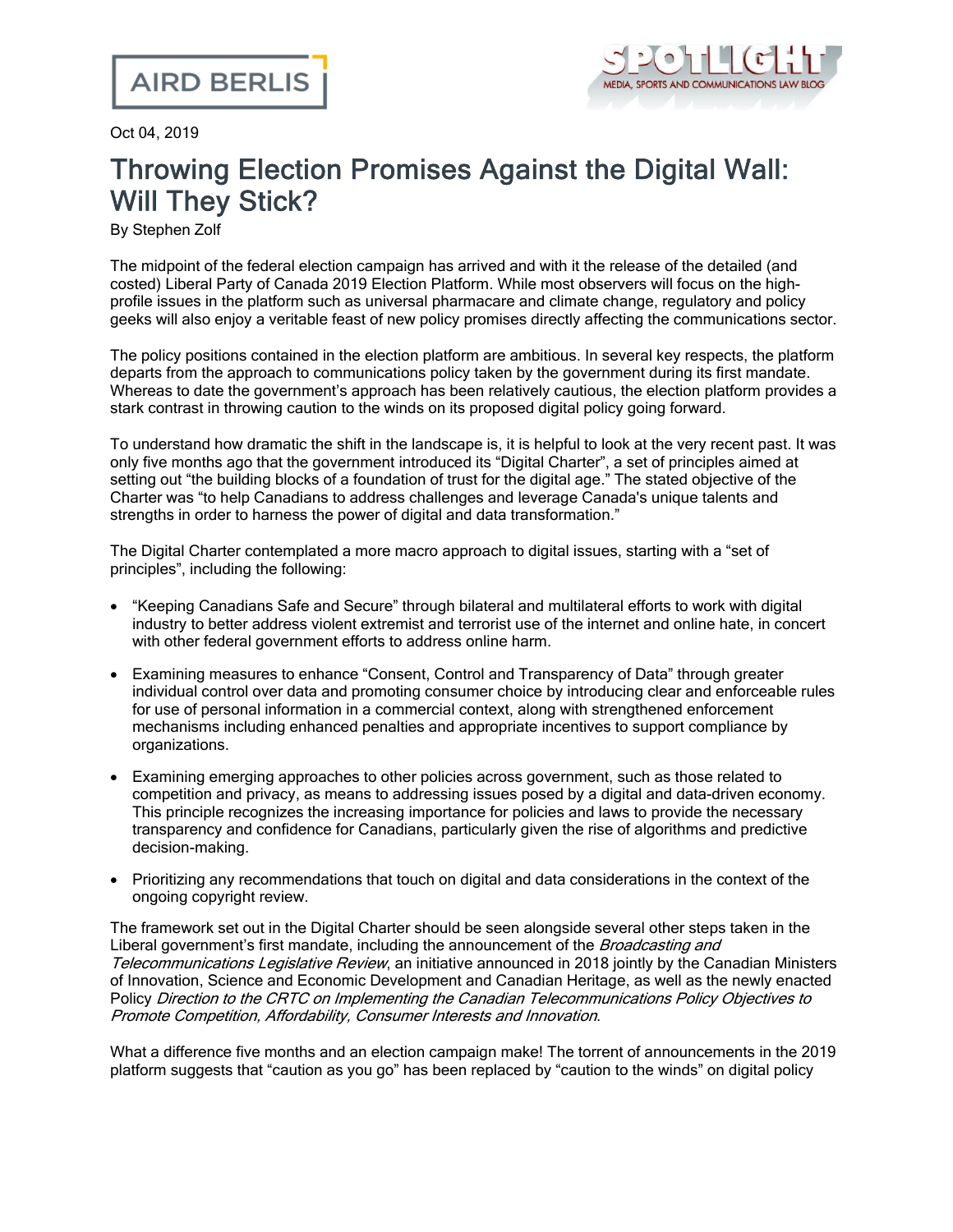Oct 04, 2019

# Throwing Election Promises Against the Digital Wall: Will They Stick?

By Stephen Zolf

The midpoint of the federal election campaign has arrived and with it the release of the detailed (and costed) Liberal Party of Canada 2019 Election Platform. While most observers will focus on the high-profile issues in the platform such as universal pharmacare and climate change, regulatory and policy geeks will also enjoy a veritable feast of new policy promises directly affecting the communications sector.

The policy positions contained in the election platform are ambitious. In several key respects, the platform departs from the approach to communications policy taken by the government during its first mandate. Whereas to date the government's approach has been relatively cautious, the election platform provides a stark contrast in throwing caution to the winds on its proposed digital policy going forward.

To understand how dramatic the shift in the landscape is, it is helpful to look at the very recent past. It was only five months ago that the government introduced its "Digital Charter", a set of principles aimed at setting out "the building blocks of a foundation of trust for the digital age." The stated objective of the Charter was "to help Canadians to address challenges and leverage Canada's unique talents and strengths in order to harness the power of digital and data transformation."

The Digital Charter contemplated a more macro approach to digital issues, starting with a "set of principles", including the following:

- "Keeping Canadians Safe and Secure" through bilateral and multilateral efforts to work with digital industry to better address violent extremist and terrorist use of the internet and online hate, in concert with other federal government efforts to address online harm.
- Examining measures to enhance "Consent, Control and Transparency of Data" through greater individual control over data and promoting consumer choice by introducing clear and enforceable rules for use of personal information in a commercial context, along with strengthened enforcement mechanisms including enhanced penalties and appropriate incentives to support compliance by organizations.
- Examining emerging approaches to other policies across government, such as those related to competition and privacy, as means to addressing issues posed by a digital and data-driven economy. This principle recognizes the increasing importance for policies and laws to provide the necessary transparency and confidence for Canadians, particularly given the rise of algorithms and predictive decision-making.
- Prioritizing any recommendations that touch on digital and data considerations in the context of the ongoing copyright review.

The framework set out in the Digital Charter should be seen alongside several other steps taken in the Liberal government's first mandate, including the announcement of the *Broadcasting and Telecommunications Legislative Review*, an initiative announced in 2018 jointly by the Canadian Ministers of Innovation, Science and Economic Development and Canadian Heritage, as well as the newly enacted Policy *Direction to the CRTC on Implementing the Canadian Telecommunications Policy Objectives to Promote Competition, Affordability, Consumer Interests and Innovation*.

What a difference five months and an election campaign make! The torrent of announcements in the 2019 platform suggests that "caution as you go" has been replaced by "caution to the winds" on digital policy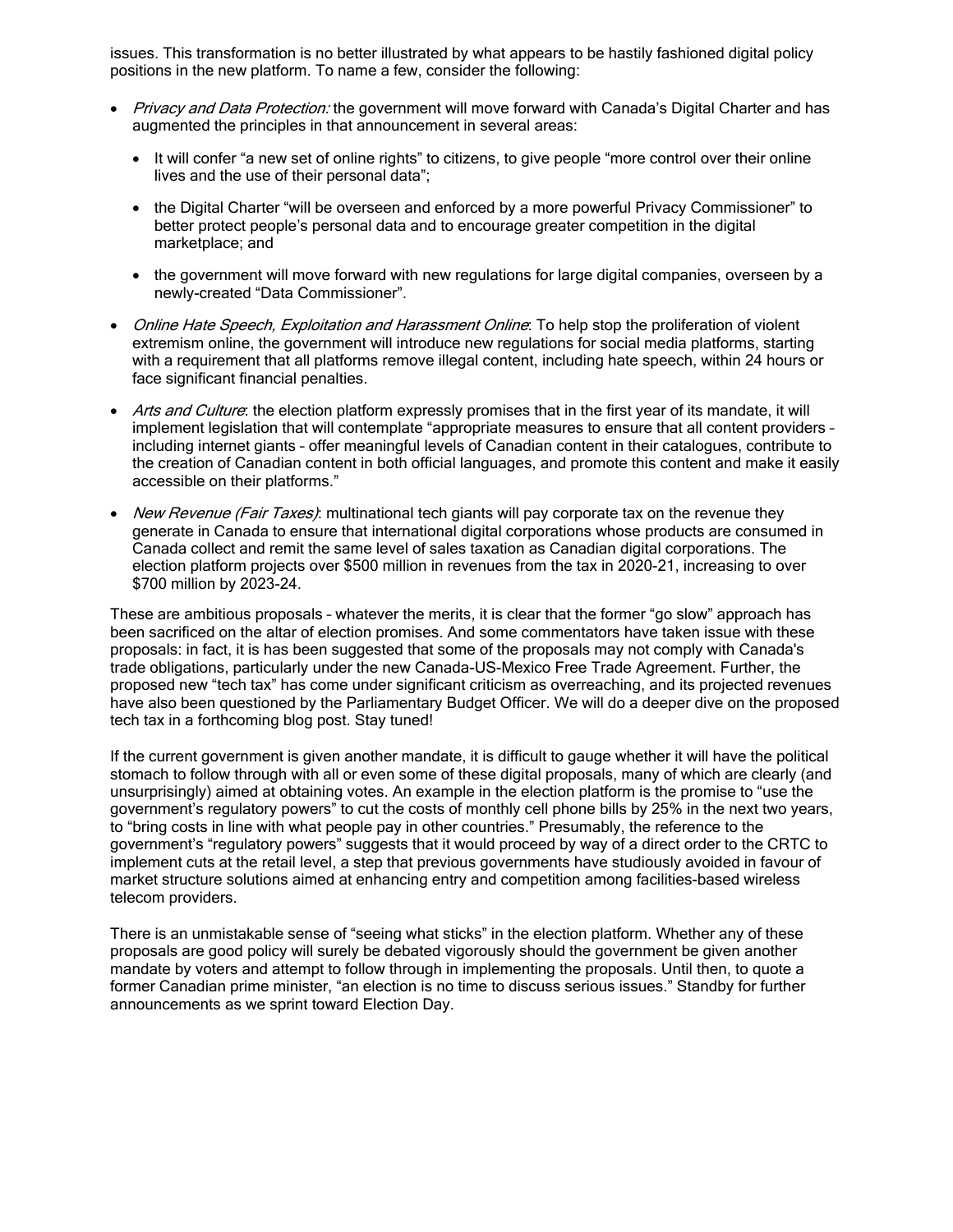issues. This transformation is no better illustrated by what appears to be hastily fashioned digital policy positions in the new platform. To name a few, consider the following:

- *Privacy and Data Protection:* the government will move forward with Canada's Digital Charter and has augmented the principles in that announcement in several areas:
  - It will confer "a new set of online rights" to citizens, to give people "more control over their online lives and the use of their personal data";
  - the Digital Charter "will be overseen and enforced by a more powerful Privacy Commissioner" to better protect people's personal data and to encourage greater competition in the digital marketplace; and
  - the government will move forward with new regulations for large digital companies, overseen by a newly-created "Data Commissioner".
- *Online Hate Speech, Exploitation and Harassment Online*: To help stop the proliferation of violent extremism online, the government will introduce new regulations for social media platforms, starting with a requirement that all platforms remove illegal content, including hate speech, within 24 hours or face significant financial penalties.
- *Arts and Culture*: the election platform expressly promises that in the first year of its mandate, it will implement legislation that will contemplate "appropriate measures to ensure that all content providers – including internet giants – offer meaningful levels of Canadian content in their catalogues, contribute to the creation of Canadian content in both official languages, and promote this content and make it easily accessible on their platforms."
- *New Revenue (Fair Taxes)*: multinational tech giants will pay corporate tax on the revenue they generate in Canada to ensure that international digital corporations whose products are consumed in Canada collect and remit the same level of sales taxation as Canadian digital corporations. The election platform projects over $500 million in revenues from the tax in 2020-21, increasing to over $700 million by 2023-24.

These are ambitious proposals – whatever the merits, it is clear that the former "go slow" approach has been sacrificed on the altar of election promises. And some commentators have taken issue with these proposals: in fact, it is has been suggested that some of the proposals may not comply with Canada's trade obligations, particularly under the new Canada-US-Mexico Free Trade Agreement. Further, the proposed new "tech tax" has come under significant criticism as overreaching, and its projected revenues have also been questioned by the Parliamentary Budget Officer. We will do a deeper dive on the proposed tech tax in a forthcoming blog post. Stay tuned!

If the current government is given another mandate, it is difficult to gauge whether it will have the political stomach to follow through with all or even some of these digital proposals, many of which are clearly (and unsurprisingly) aimed at obtaining votes. An example in the election platform is the promise to "use the government's regulatory powers" to cut the costs of monthly cell phone bills by 25% in the next two years, to "bring costs in line with what people pay in other countries." Presumably, the reference to the government's "regulatory powers" suggests that it would proceed by way of a direct order to the CRTC to implement cuts at the retail level, a step that previous governments have studiously avoided in favour of market structure solutions aimed at enhancing entry and competition among facilities-based wireless telecom providers.

There is an unmistakable sense of "seeing what sticks" in the election platform. Whether any of these proposals are good policy will surely be debated vigorously should the government be given another mandate by voters and attempt to follow through in implementing the proposals. Until then, to quote a former Canadian prime minister, "an election is no time to discuss serious issues." Standby for further announcements as we sprint toward Election Day.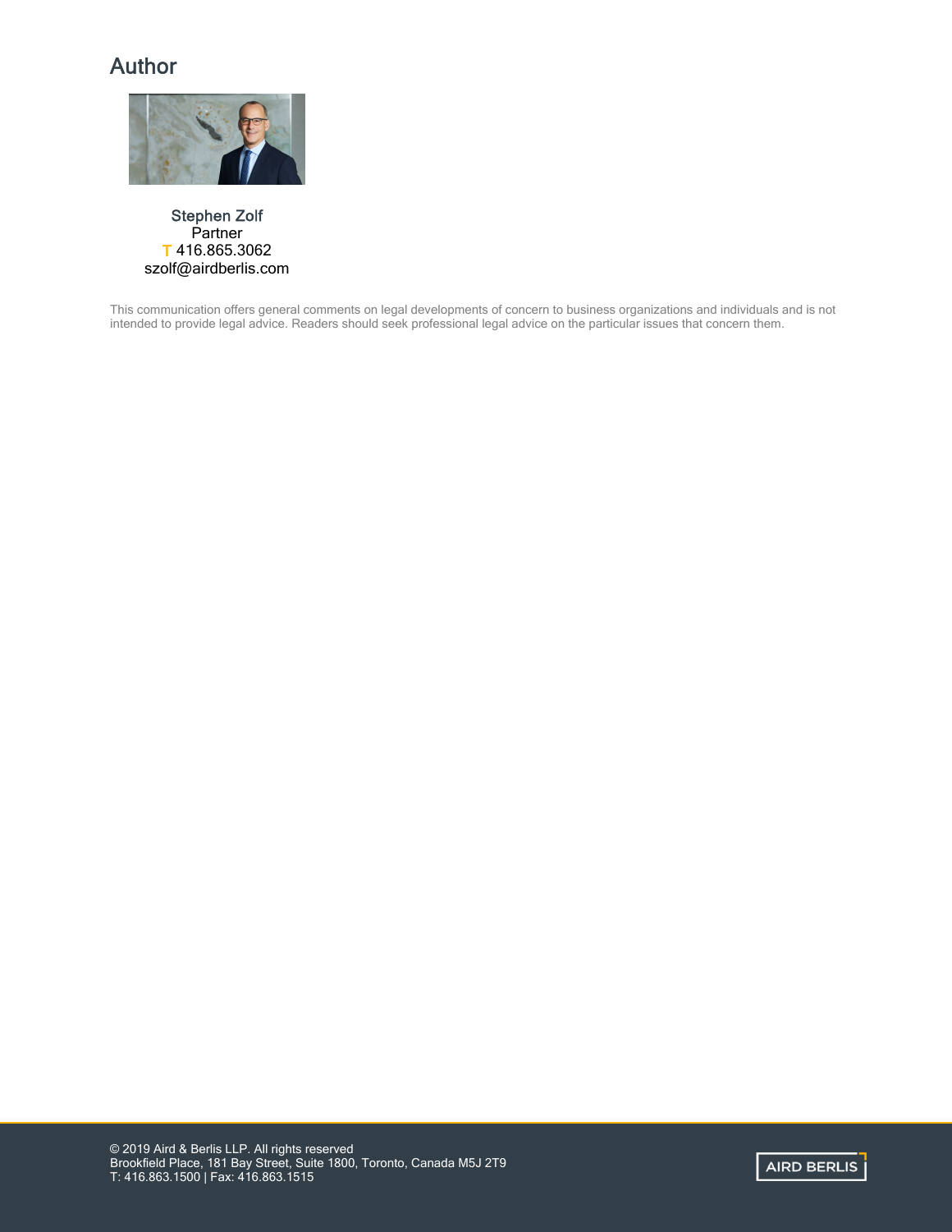## Author

Stephen Zolf
Partner
T 416.865.3062
szolf@airdberlis.com

This communication offers general comments on legal developments of concern to business organizations and individuals and is not intended to provide legal advice. Readers should seek professional legal advice on the particular issues that concern them.

© 2019 Aird & Berlis LLP. All rights reserved
Brookfield Place, 181 Bay Street, Suite 1800, Toronto, Canada M5J 2T9
T: 416.863.1500 | Fax: 416.863.1515